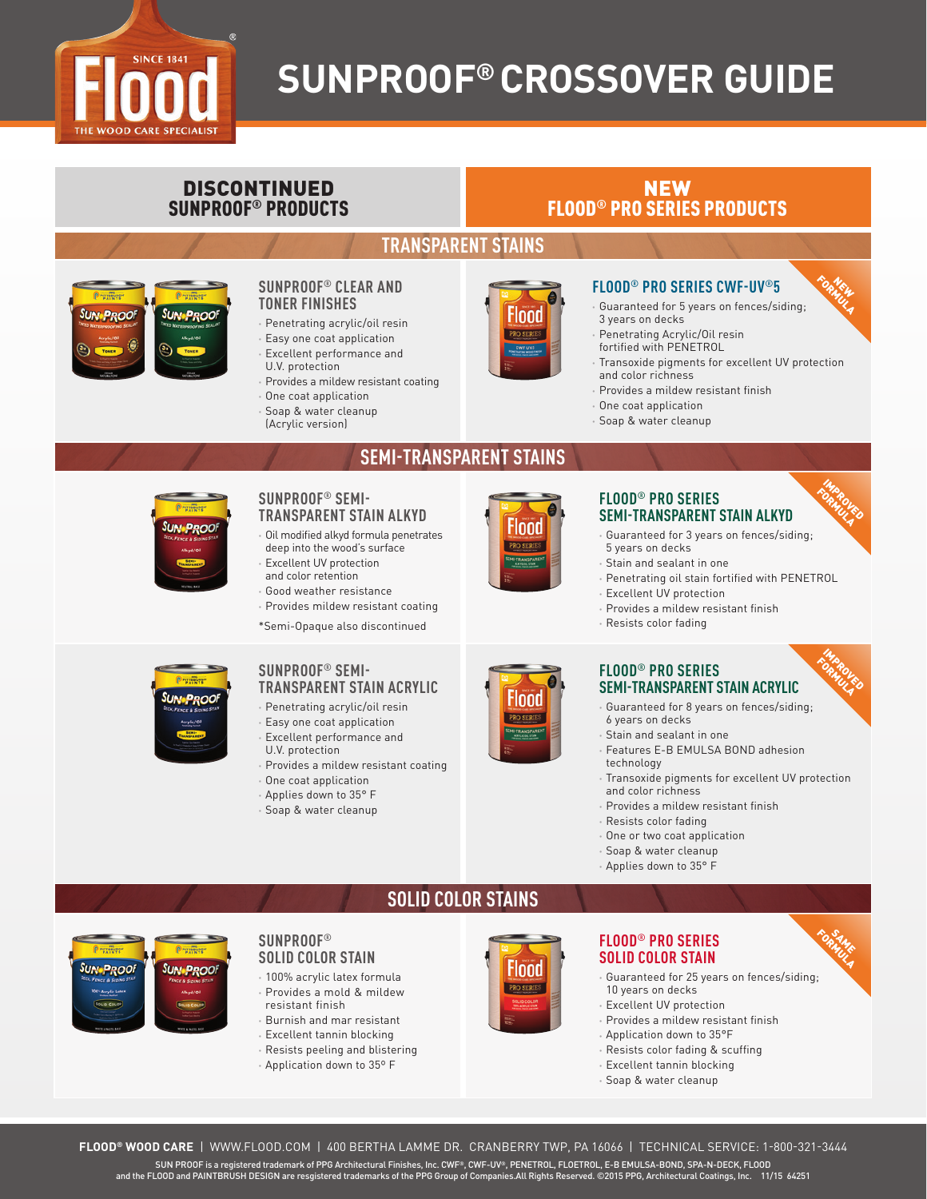# SUNPROOF® CROSSOVER GUIDE

| DISCONTINUED SUNPROOF® PRODUCTS | NEW FLOOD® PRO SERIES PRODUCTS |
|---|---|

## TRANSPARENT STAINS

### SUNPROOF® CLEAR AND TONER FINISHES

- Penetrating acrylic/oil resin
- Easy one coat application
- Excellent performance and U.V. protection
- Provides a mildew resistant coating
- One coat application
- Soap & water cleanup (Acrylic version)

### FLOOD® PRO SERIES CWF-UV®5

NEW FORMULA

- Guaranteed for 5 years on fences/siding; 3 years on decks
- Penetrating Acrylic/Oil resin fortified with PENETROL
- Transoxide pigments for excellent UV protection and color richness
- Provides a mildew resistant finish
- One coat application
- Soap & water cleanup

## SEMI-TRANSPARENT STAINS

### SUNPROOF® SEMI-TRANSPARENT STAIN ALKYD

- Oil modified alkyd formula penetrates deep into the wood's surface
- Excellent UV protection and color retention
- Good weather resistance
- Provides mildew resistant coating

*Semi-Opaque also discontinued

### FLOOD® PRO SERIES SEMI-TRANSPARENT STAIN ALKYD

IMPROVED FORMULA

- Guaranteed for 3 years on fences/siding; 5 years on decks
- Stain and sealant in one
- Penetrating oil stain fortified with PENETROL
- Excellent UV protection
- Provides a mildew resistant finish
- Resists color fading

### SUNPROOF® SEMI-TRANSPARENT STAIN ACRYLIC

- Penetrating acrylic/oil resin
- Easy one coat application
- Excellent performance and U.V. protection
- Provides a mildew resistant coating
- One coat application
- Applies down to 35° F
- Soap & water cleanup

### FLOOD® PRO SERIES SEMI-TRANSPARENT STAIN ACRYLIC

IMPROVED FORMULA

- Guaranteed for 8 years on fences/siding; 6 years on decks
- Stain and sealant in one
- Features E-B EMULSA BOND adhesion technology
- Transoxide pigments for excellent UV protection and color richness
- Provides a mildew resistant finish
- Resists color fading
- One or two coat application
- Soap & water cleanup
- Applies down to 35° F

## SOLID COLOR STAINS

### SUNPROOF® SOLID COLOR STAIN

- 100% acrylic latex formula
- Provides a mold & mildew resistant finish
- Burnish and mar resistant
- Excellent tannin blocking
- Resists peeling and blistering
- Application down to 35° F

### FLOOD® PRO SERIES SOLID COLOR STAIN

SAME FORMULA

- Guaranteed for 25 years on fences/siding; 10 years on decks
- Excellent UV protection
- Provides a mildew resistant finish
- Application down to 35°F
- Resists color fading & scuffing
- Excellent tannin blocking
- Soap & water cleanup

**FLOOD® WOOD CARE** | WWW.FLOOD.COM | 400 BERTHA LAMME DR. CRANBERRY TWP, PA 16066 | TECHNICAL SERVICE: 1-800-321-3444

SUN PROOF is a registered trademark of PPG Architectural Finishes, Inc. CWF®, CWF-UV®, PENETROL, FLOETROL, E-B EMULSA-BOND, SPA-N-DECK, FLOOD and the FLOOD and PAINTBRUSH DESIGN are resgistered trademarks of the PPG Group of Companies.All Rights Reserved. ©2015 PPG, Architectural Coatings, Inc. 11/15 64251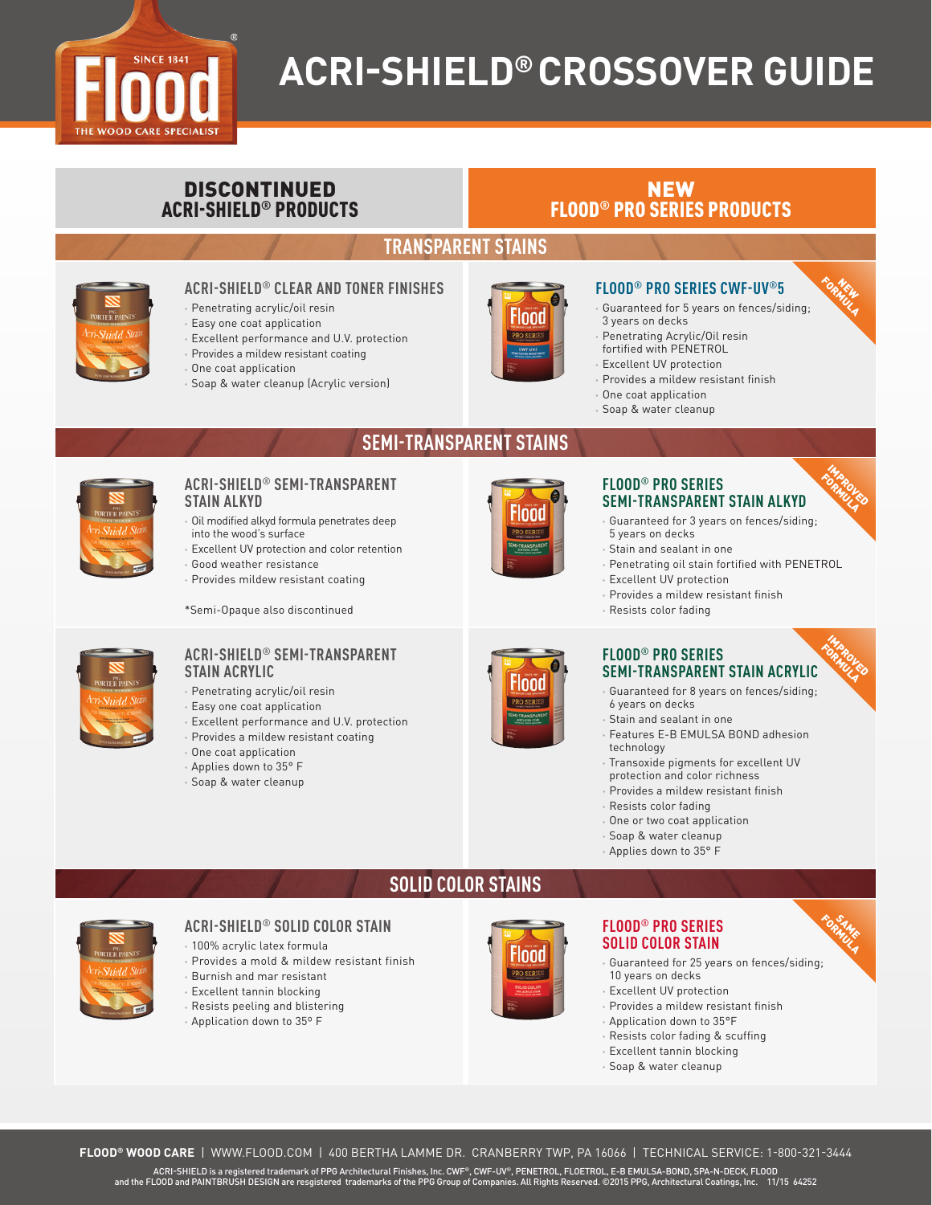# ACRI-SHIELD® CROSSOVER GUIDE

| DISCONTINUED ACRI-SHIELD® PRODUCTS | NEW FLOOD® PRO SERIES PRODUCTS |
|---|---|

## TRANSPARENT STAINS

### ACRI-SHIELD® CLEAR AND TONER FINISHES

- Penetrating acrylic/oil resin
- Easy one coat application
- Excellent performance and U.V. protection
- Provides a mildew resistant coating
- One coat application
- Soap & water cleanup (Acrylic version)

### FLOOD® PRO SERIES CWF-UV®5

NEW FORMULA

- Guaranteed for 5 years on fences/siding; 3 years on decks
- Penetrating Acrylic/Oil resin fortified with PENETROL
- Excellent UV protection
- Provides a mildew resistant finish
- One coat application
- Soap & water cleanup

## SEMI-TRANSPARENT STAINS

### ACRI-SHIELD® SEMI-TRANSPARENT STAIN ALKYD

- Oil modified alkyd formula penetrates deep into the wood's surface
- Excellent UV protection and color retention
- Good weather resistance
- Provides mildew resistant coating

*Semi-Opaque also discontinued

### FLOOD® PRO SERIES SEMI-TRANSPARENT STAIN ALKYD

IMPROVED FORMULA

- Guaranteed for 3 years on fences/siding; 5 years on decks
- Stain and sealant in one
- Penetrating oil stain fortified with PENETROL
- Excellent UV protection
- Provides a mildew resistant finish
- Resists color fading

### ACRI-SHIELD® SEMI-TRANSPARENT STAIN ACRYLIC

- Penetrating acrylic/oil resin
- Easy one coat application
- Excellent performance and U.V. protection
- Provides a mildew resistant coating
- One coat application
- Applies down to 35° F
- Soap & water cleanup

### FLOOD® PRO SERIES SEMI-TRANSPARENT STAIN ACRYLIC

IMPROVED FORMULA

- Guaranteed for 8 years on fences/siding; 6 years on decks
- Stain and sealant in one
- Features E-B EMULSA BOND adhesion technology
- Transoxide pigments for excellent UV protection and color richness
- Provides a mildew resistant finish
- Resists color fading
- One or two coat application
- Soap & water cleanup
- Applies down to 35° F

## SOLID COLOR STAINS

### ACRI-SHIELD® SOLID COLOR STAIN

- 100% acrylic latex formula
- Provides a mold & mildew resistant finish
- Burnish and mar resistant
- Excellent tannin blocking
- Resists peeling and blistering
- Application down to 35° F

### FLOOD® PRO SERIES SOLID COLOR STAIN

SAME FORMULA

- Guaranteed for 25 years on fences/siding; 10 years on decks
- Excellent UV protection
- Provides a mildew resistant finish
- Application down to 35°F
- Resists color fading & scuffing
- Excellent tannin blocking
- Soap & water cleanup

**FLOOD® WOOD CARE** | WWW.FLOOD.COM | 400 BERTHA LAMME DR. CRANBERRY TWP, PA 16066 | TECHNICAL SERVICE: 1-800-321-3444

ACRI-SHIELD is a registered trademark of PPG Architectural Finishes, Inc. CWF®, CWF-UV®, PENETROL, FLOETROL, E-B EMULSA-BOND, SPA-N-DECK, FLOOD and the FLOOD and PAINTBRUSH DESIGN are resgistered trademarks of the PPG Group of Companies. All Rights Reserved. ©2015 PPG, Architectural Coatings, Inc. 11/15 64252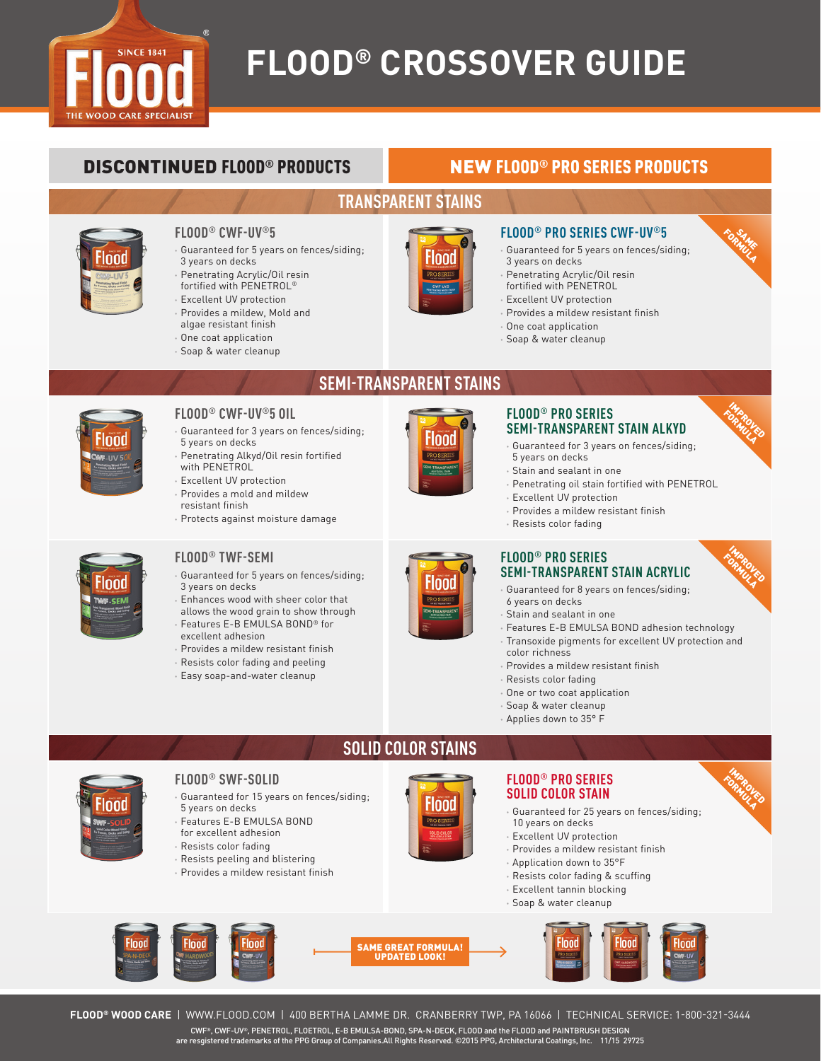# FLOOD® CROSSOVER GUIDE

## DISCONTINUED FLOOD® PRODUCTS | NEW FLOOD® PRO SERIES PRODUCTS

## TRANSPARENT STAINS

### FLOOD® CWF-UV®5

- Guaranteed for 5 years on fences/siding; 3 years on decks
- Penetrating Acrylic/Oil resin fortified with PENETROL®
- Excellent UV protection
- Provides a mildew, Mold and algae resistant finish
- One coat application
- Soap & water cleanup

### FLOOD® PRO SERIES CWF-UV®5

SAME FORMULA

- Guaranteed for 5 years on fences/siding; 3 years on decks
- Penetrating Acrylic/Oil resin fortified with PENETROL
- Excellent UV protection
- Provides a mildew resistant finish
- One coat application
- Soap & water cleanup

## SEMI-TRANSPARENT STAINS

### FLOOD® CWF-UV®5 OIL

- Guaranteed for 3 years on fences/siding; 5 years on decks
- Penetrating Alkyd/Oil resin fortified with PENETROL
- Excellent UV protection
- Provides a mold and mildew resistant finish
- Protects against moisture damage

### FLOOD® PRO SERIES SEMI-TRANSPARENT STAIN ALKYD

IMPROVED FORMULA

- Guaranteed for 3 years on fences/siding; 5 years on decks
- Stain and sealant in one
- Penetrating oil stain fortified with PENETROL
- Excellent UV protection
- Provides a mildew resistant finish
- Resists color fading

### FLOOD® TWF-SEMI

- Guaranteed for 5 years on fences/siding; 3 years on decks
- Enhances wood with sheer color that allows the wood grain to show through
- Features E-B EMULSA BOND® for excellent adhesion
- Provides a mildew resistant finish
- Resists color fading and peeling
- Easy soap-and-water cleanup

### FLOOD® PRO SERIES SEMI-TRANSPARENT STAIN ACRYLIC

IMPROVED FORMULA

- Guaranteed for 8 years on fences/siding; 6 years on decks
- Stain and sealant in one
- Features E-B EMULSA BOND adhesion technology
- Transoxide pigments for excellent UV protection and color richness
- Provides a mildew resistant finish
- Resists color fading
- One or two coat application
- Soap & water cleanup
- Applies down to 35° F

## SOLID COLOR STAINS

### FLOOD® SWF-SOLID

- Guaranteed for 15 years on fences/siding; 5 years on decks
- Features E-B EMULSA BOND for excellent adhesion
- Resists color fading
- Resists peeling and blistering
- Provides a mildew resistant finish

### FLOOD® PRO SERIES SOLID COLOR STAIN

IMPROVED FORMULA

- Guaranteed for 25 years on fences/siding; 10 years on decks
- Excellent UV protection
- Provides a mildew resistant finish
- Application down to 35°F
- Resists color fading & scuffing
- Excellent tannin blocking
- Soap & water cleanup

SAME GREAT FORMULA! UPDATED LOOK!

**FLOOD® WOOD CARE** | WWW.FLOOD.COM | 400 BERTHA LAMME DR. CRANBERRY TWP, PA 16066 | TECHNICAL SERVICE: 1-800-321-3444

CWF®, CWF-UV®, PENETROL, FLOETROL, E-B EMULSA-BOND, SPA-N-DECK, FLOOD and the FLOOD and PAINTBRUSH DESIGN are resgistered trademarks of the PPG Group of Companies.All Rights Reserved. ©2015 PPG, Architectural Coatings, Inc. 11/15 29725